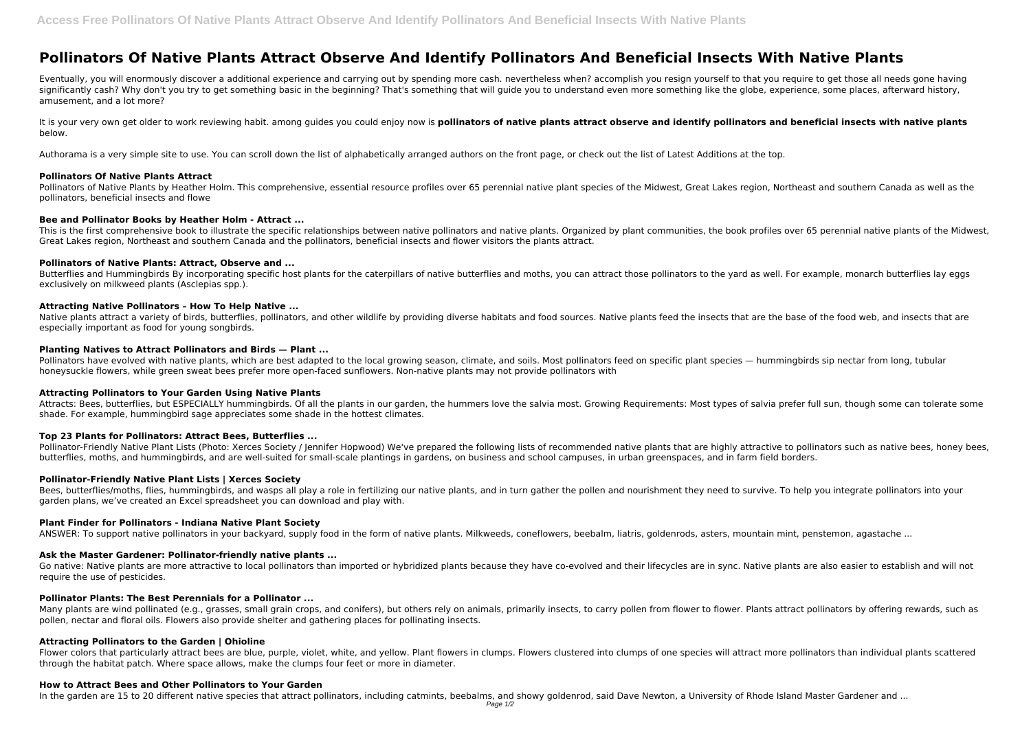# Pollinators Of Native Plants Attract Observe And Identify Pollinators And Beneficial Insects With Native Plants

Eventually, you will enormously discover a additional experience and carrying out by spending more cash. nevertheless when? accomplish you resign yourself to that you require to get those all needs gone having significantly cash? Why don't you try to get something basic in the beginning? That's something that will guide you to understand even more something like the globe, experience, some places, afterward history, amusement, and a lot more?

It is your very own get older to work reviewing habit. among guides you could enjoy now is **pollinators of native plants attract observe and identify pollinators and beneficial insects with native plants** below.

Authorama is a very simple site to use. You can scroll down the list of alphabetically arranged authors on the front page, or check out the list of Latest Additions at the top.

### Pollinators Of Native Plants Attract

Pollinators of Native Plants by Heather Holm. This comprehensive, essential resource profiles over 65 perennial native plant species of the Midwest, Great Lakes region, Northeast and southern Canada as well as the pollinators, beneficial insects and flowe

### Bee and Pollinator Books by Heather Holm - Attract ...

This is the first comprehensive book to illustrate the specific relationships between native pollinators and native plants. Organized by plant communities, the book profiles over 65 perennial native plants of the Midwest, Great Lakes region, Northeast and southern Canada and the pollinators, beneficial insects and flower visitors the plants attract.

### Pollinators of Native Plants: Attract, Observe and ...

Butterflies and Hummingbirds By incorporating specific host plants for the caterpillars of native butterflies and moths, you can attract those pollinators to the yard as well. For example, monarch butterflies lay eggs exclusively on milkweed plants (Asclepias spp.).

### Attracting Native Pollinators – How To Help Native ...

Native plants attract a variety of birds, butterflies, pollinators, and other wildlife by providing diverse habitats and food sources. Native plants feed the insects that are the base of the food web, and insects that are especially important as food for young songbirds.

### Planting Natives to Attract Pollinators and Birds — Plant ...

Pollinators have evolved with native plants, which are best adapted to the local growing season, climate, and soils. Most pollinators feed on specific plant species — hummingbirds sip nectar from long, tubular honeysuckle flowers, while green sweat bees prefer more open-faced sunflowers. Non-native plants may not provide pollinators with

### Attracting Pollinators to Your Garden Using Native Plants

Attracts: Bees, butterflies, but ESPECIALLY hummingbirds. Of all the plants in our garden, the hummers love the salvia most. Growing Requirements: Most types of salvia prefer full sun, though some can tolerate some shade. For example, hummingbird sage appreciates some shade in the hottest climates.

### Top 23 Plants for Pollinators: Attract Bees, Butterflies ...

Pollinator-Friendly Native Plant Lists (Photo: Xerces Society / Jennifer Hopwood) We've prepared the following lists of recommended native plants that are highly attractive to pollinators such as native bees, honey bees, butterflies, moths, and hummingbirds, and are well-suited for small-scale plantings in gardens, on business and school campuses, in urban greenspaces, and in farm field borders.

### Pollinator-Friendly Native Plant Lists | Xerces Society

Bees, butterflies/moths, flies, hummingbirds, and wasps all play a role in fertilizing our native plants, and in turn gather the pollen and nourishment they need to survive. To help you integrate pollinators into your garden plans, we've created an Excel spreadsheet you can download and play with.

### Plant Finder for Pollinators - Indiana Native Plant Society

ANSWER: To support native pollinators in your backyard, supply food in the form of native plants. Milkweeds, coneflowers, beebalm, liatris, goldenrods, asters, mountain mint, penstemon, agastache ...

### Ask the Master Gardener: Pollinator-friendly native plants ...

Go native: Native plants are more attractive to local pollinators than imported or hybridized plants because they have co-evolved and their lifecycles are in sync. Native plants are also easier to establish and will not require the use of pesticides.

### Pollinator Plants: The Best Perennials for a Pollinator ...

Many plants are wind pollinated (e.g., grasses, small grain crops, and conifers), but others rely on animals, primarily insects, to carry pollen from flower to flower. Plants attract pollinators by offering rewards, such as pollen, nectar and floral oils. Flowers also provide shelter and gathering places for pollinating insects.

### Attracting Pollinators to the Garden | Ohioline

Flower colors that particularly attract bees are blue, purple, violet, white, and yellow. Plant flowers in clumps. Flowers clustered into clumps of one species will attract more pollinators than individual plants scattered through the habitat patch. Where space allows, make the clumps four feet or more in diameter.

### How to Attract Bees and Other Pollinators to Your Garden

In the garden are 15 to 20 different native species that attract pollinators, including catmints, beebalms, and showy goldenrod, said Dave Newton, a University of Rhode Island Master Gardener and ...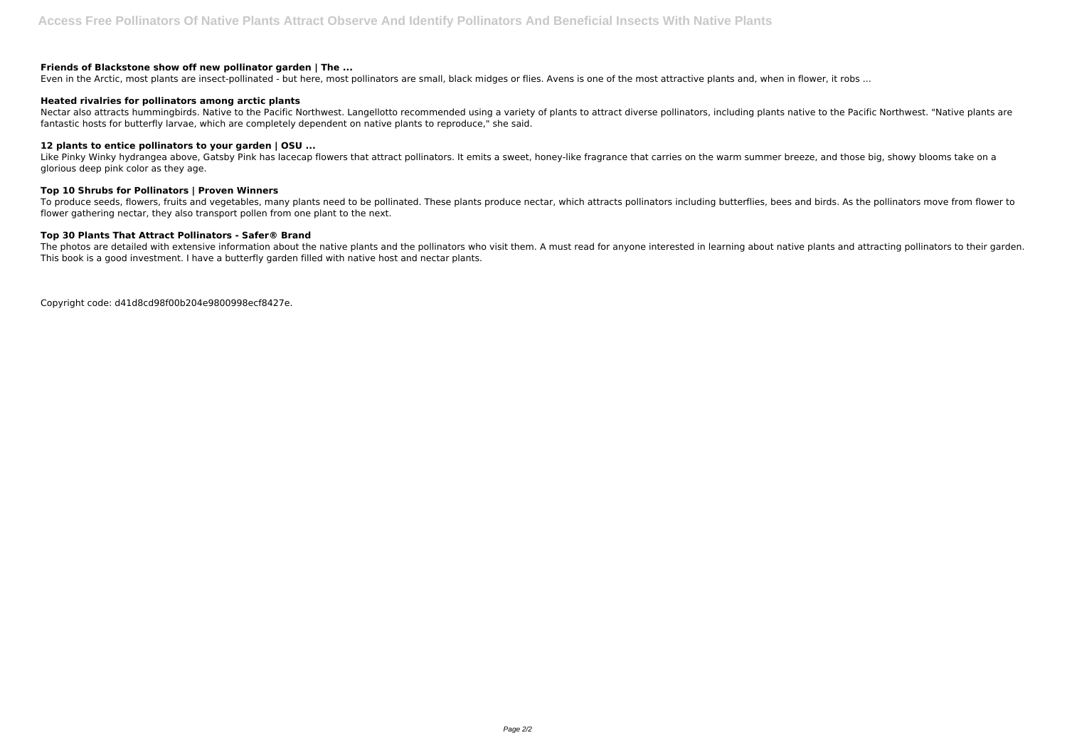**Friends of Blackstone show off new pollinator garden | The ...**

Even in the Arctic, most plants are insect-pollinated - but here, most pollinators are small, black midges or flies. Avens is one of the most attractive plants and, when in flower, it robs ...

**Heated rivalries for pollinators among arctic plants**

Nectar also attracts hummingbirds. Native to the Pacific Northwest. Langellotto recommended using a variety of plants to attract diverse pollinators, including plants native to the Pacific Northwest. "Native plants are fantastic hosts for butterfly larvae, which are completely dependent on native plants to reproduce," she said.

**12 plants to entice pollinators to your garden | OSU ...**

Like Pinky Winky hydrangea above, Gatsby Pink has lacecap flowers that attract pollinators. It emits a sweet, honey-like fragrance that carries on the warm summer breeze, and those big, showy blooms take on a glorious deep pink color as they age.

**Top 10 Shrubs for Pollinators | Proven Winners**

To produce seeds, flowers, fruits and vegetables, many plants need to be pollinated. These plants produce nectar, which attracts pollinators including butterflies, bees and birds. As the pollinators move from flower to flower gathering nectar, they also transport pollen from one plant to the next.

**Top 30 Plants That Attract Pollinators - Safer® Brand**

The photos are detailed with extensive information about the native plants and the pollinators who visit them. A must read for anyone interested in learning about native plants and attracting pollinators to their garden. This book is a good investment. I have a butterfly garden filled with native host and nectar plants.

Copyright code: d41d8cd98f00b204e9800998ecf8427e.